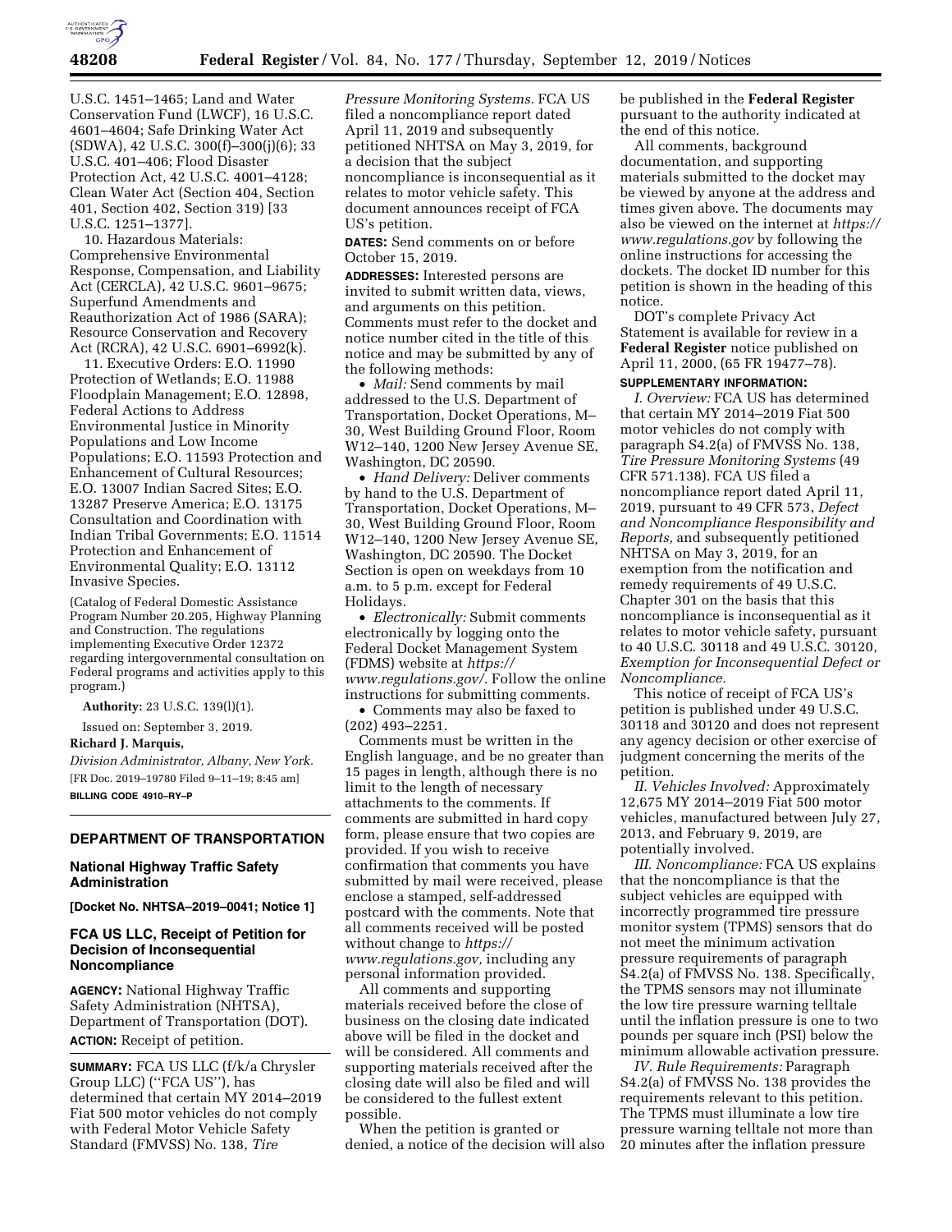U.S.C. 1451–1465; Land and Water Conservation Fund (LWCF), 16 U.S.C. 4601–4604; Safe Drinking Water Act (SDWA), 42 U.S.C. 300(f)–300(j)(6); 33 U.S.C. 401–406; Flood Disaster Protection Act, 42 U.S.C. 4001–4128; Clean Water Act (Section 404, Section 401, Section 402, Section 319) [33 U.S.C. 1251–1377].

10. Hazardous Materials: Comprehensive Environmental Response, Compensation, and Liability Act (CERCLA), 42 U.S.C. 9601–9675; Superfund Amendments and Reauthorization Act of 1986 (SARA); Resource Conservation and Recovery Act (RCRA), 42 U.S.C. 6901–6992(k).

11. Executive Orders: E.O. 11990 Protection of Wetlands; E.O. 11988 Floodplain Management; E.O. 12898, Federal Actions to Address Environmental Justice in Minority Populations and Low Income Populations; E.O. 11593 Protection and Enhancement of Cultural Resources; E.O. 13007 Indian Sacred Sites; E.O. 13287 Preserve America; E.O. 13175 Consultation and Coordination with Indian Tribal Governments; E.O. 11514 Protection and Enhancement of Environmental Quality; E.O. 13112 Invasive Species.

(Catalog of Federal Domestic Assistance Program Number 20.205, Highway Planning and Construction. The regulations implementing Executive Order 12372 regarding intergovernmental consultation on Federal programs and activities apply to this program.)

**Authority:** 23 U.S.C. 139(l)(1).

Issued on: September 3, 2019.

**Richard J. Marquis,**

*Division Administrator, Albany, New York.*

[FR Doc. 2019–19780 Filed 9–11–19; 8:45 am]

**BILLING CODE 4910–RY–P**

## DEPARTMENT OF TRANSPORTATION

### National Highway Traffic Safety Administration

**[Docket No. NHTSA–2019–0041; Notice 1]**

### FCA US LLC, Receipt of Petition for Decision of Inconsequential Noncompliance

**AGENCY:** National Highway Traffic Safety Administration (NHTSA), Department of Transportation (DOT).

**ACTION:** Receipt of petition.

**SUMMARY:** FCA US LLC (f/k/a Chrysler Group LLC) (''FCA US''), has determined that certain MY 2014–2019 Fiat 500 motor vehicles do not comply with Federal Motor Vehicle Safety Standard (FMVSS) No. 138, *Tire Pressure Monitoring Systems.* FCA US filed a noncompliance report dated April 11, 2019 and subsequently petitioned NHTSA on May 3, 2019, for a decision that the subject noncompliance is inconsequential as it relates to motor vehicle safety. This document announces receipt of FCA US's petition.

**DATES:** Send comments on or before October 15, 2019.

**ADDRESSES:** Interested persons are invited to submit written data, views, and arguments on this petition. Comments must refer to the docket and notice number cited in the title of this notice and may be submitted by any of the following methods:

- *Mail:* Send comments by mail addressed to the U.S. Department of Transportation, Docket Operations, M–30, West Building Ground Floor, Room W12–140, 1200 New Jersey Avenue SE, Washington, DC 20590.
- *Hand Delivery:* Deliver comments by hand to the U.S. Department of Transportation, Docket Operations, M–30, West Building Ground Floor, Room W12–140, 1200 New Jersey Avenue SE, Washington, DC 20590. The Docket Section is open on weekdays from 10 a.m. to 5 p.m. except for Federal Holidays.
- *Electronically:* Submit comments electronically by logging onto the Federal Docket Management System (FDMS) website at *https://www.regulations.gov/.* Follow the online instructions for submitting comments.
- Comments may also be faxed to (202) 493–2251.

Comments must be written in the English language, and be no greater than 15 pages in length, although there is no limit to the length of necessary attachments to the comments. If comments are submitted in hard copy form, please ensure that two copies are provided. If you wish to receive confirmation that comments you have submitted by mail were received, please enclose a stamped, self-addressed postcard with the comments. Note that all comments received will be posted without change to *https://www.regulations.gov,* including any personal information provided.

All comments and supporting materials received before the close of business on the closing date indicated above will be filed in the docket and will be considered. All comments and supporting materials received after the closing date will also be filed and will be considered to the fullest extent possible.

When the petition is granted or denied, a notice of the decision will also be published in the **Federal Register** pursuant to the authority indicated at the end of this notice.

All comments, background documentation, and supporting materials submitted to the docket may be viewed by anyone at the address and times given above. The documents may also be viewed on the internet at *https://www.regulations.gov* by following the online instructions for accessing the dockets. The docket ID number for this petition is shown in the heading of this notice.

DOT's complete Privacy Act Statement is available for review in a **Federal Register** notice published on April 11, 2000, (65 FR 19477–78).

**SUPPLEMENTARY INFORMATION:**

*I. Overview:* FCA US has determined that certain MY 2014–2019 Fiat 500 motor vehicles do not comply with paragraph S4.2(a) of FMVSS No. 138, *Tire Pressure Monitoring Systems* (49 CFR 571.138). FCA US filed a noncompliance report dated April 11, 2019, pursuant to 49 CFR 573, *Defect and Noncompliance Responsibility and Reports,* and subsequently petitioned NHTSA on May 3, 2019, for an exemption from the notification and remedy requirements of 49 U.S.C. Chapter 301 on the basis that this noncompliance is inconsequential as it relates to motor vehicle safety, pursuant to 40 U.S.C. 30118 and 49 U.S.C. 30120, *Exemption for Inconsequential Defect or Noncompliance.*

This notice of receipt of FCA US's petition is published under 49 U.S.C. 30118 and 30120 and does not represent any agency decision or other exercise of judgment concerning the merits of the petition.

*II. Vehicles Involved:* Approximately 12,675 MY 2014–2019 Fiat 500 motor vehicles, manufactured between July 27, 2013, and February 9, 2019, are potentially involved.

*III. Noncompliance:* FCA US explains that the noncompliance is that the subject vehicles are equipped with incorrectly programmed tire pressure monitor system (TPMS) sensors that do not meet the minimum activation pressure requirements of paragraph S4.2(a) of FMVSS No. 138. Specifically, the TPMS sensors may not illuminate the low tire pressure warning telltale until the inflation pressure is one to two pounds per square inch (PSI) below the minimum allowable activation pressure.

*IV. Rule Requirements:* Paragraph S4.2(a) of FMVSS No. 138 provides the requirements relevant to this petition. The TPMS must illuminate a low tire pressure warning telltale not more than 20 minutes after the inflation pressure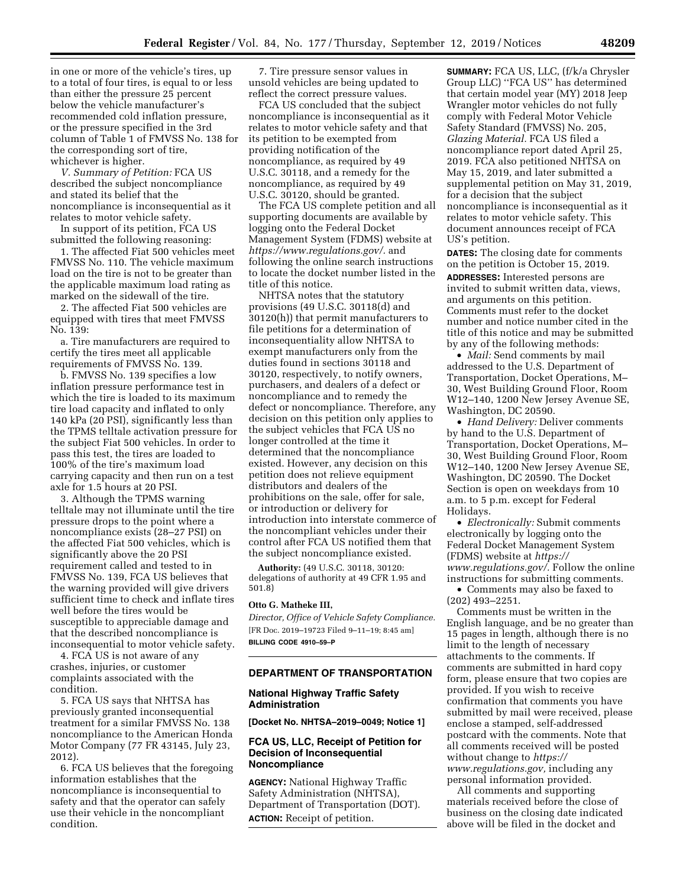in one or more of the vehicle's tires, up to a total of four tires, is equal to or less than either the pressure 25 percent below the vehicle manufacturer's recommended cold inflation pressure, or the pressure specified in the 3rd column of Table 1 of FMVSS No. 138 for the corresponding sort of tire, whichever is higher.

*V. Summary of Petition:* FCA US described the subject noncompliance and stated its belief that the noncompliance is inconsequential as it relates to motor vehicle safety.

In support of its petition, FCA US submitted the following reasoning:

1. The affected Fiat 500 vehicles meet FMVSS No. 110. The vehicle maximum load on the tire is not to be greater than the applicable maximum load rating as marked on the sidewall of the tire.

2. The affected Fiat 500 vehicles are equipped with tires that meet FMVSS No. 139:

a. Tire manufacturers are required to certify the tires meet all applicable requirements of FMVSS No. 139.

b. FMVSS No. 139 specifies a low inflation pressure performance test in which the tire is loaded to its maximum tire load capacity and inflated to only 140 kPa (20 PSI), significantly less than the TPMS telltale activation pressure for the subject Fiat 500 vehicles. In order to pass this test, the tires are loaded to 100% of the tire's maximum load carrying capacity and then run on a test axle for 1.5 hours at 20 PSI.

3. Although the TPMS warning telltale may not illuminate until the tire pressure drops to the point where a noncompliance exists (28–27 PSI) on the affected Fiat 500 vehicles, which is significantly above the 20 PSI requirement called and tested to in FMVSS No. 139, FCA US believes that the warning provided will give drivers sufficient time to check and inflate tires well before the tires would be susceptible to appreciable damage and that the described noncompliance is inconsequential to motor vehicle safety.

4. FCA US is not aware of any crashes, injuries, or customer complaints associated with the condition.

5. FCA US says that NHTSA has previously granted inconsequential treatment for a similar FMVSS No. 138 noncompliance to the American Honda Motor Company (77 FR 43145, July 23, 2012).

6. FCA US believes that the foregoing information establishes that the noncompliance is inconsequential to safety and that the operator can safely use their vehicle in the noncompliant condition.

7. Tire pressure sensor values in unsold vehicles are being updated to reflect the correct pressure values.

FCA US concluded that the subject noncompliance is inconsequential as it relates to motor vehicle safety and that its petition to be exempted from providing notification of the noncompliance, as required by 49 U.S.C. 30118, and a remedy for the noncompliance, as required by 49 U.S.C. 30120, should be granted.

The FCA US complete petition and all supporting documents are available by logging onto the Federal Docket Management System (FDMS) website at *https://www.regulations.gov/.* and following the online search instructions to locate the docket number listed in the title of this notice.

NHTSA notes that the statutory provisions (49 U.S.C. 30118(d) and 30120(h)) that permit manufacturers to file petitions for a determination of inconsequentiality allow NHTSA to exempt manufacturers only from the duties found in sections 30118 and 30120, respectively, to notify owners, purchasers, and dealers of a defect or noncompliance and to remedy the defect or noncompliance. Therefore, any decision on this petition only applies to the subject vehicles that FCA US no longer controlled at the time it determined that the noncompliance existed. However, any decision on this petition does not relieve equipment distributors and dealers of the prohibitions on the sale, offer for sale, or introduction or delivery for introduction into interstate commerce of the noncompliant vehicles under their control after FCA US notified them that the subject noncompliance existed.

**Authority:** (49 U.S.C. 30118, 30120: delegations of authority at 49 CFR 1.95 and 501.8)

**Otto G. Matheke III,**

*Director, Office of Vehicle Safety Compliance.*

[FR Doc. 2019–19723 Filed 9–11–19; 8:45 am]

**BILLING CODE 4910–59–P**

---

## DEPARTMENT OF TRANSPORTATION

### National Highway Traffic Safety Administration

**[Docket No. NHTSA–2019–0049; Notice 1]**

### FCA US, LLC, Receipt of Petition for Decision of Inconsequential Noncompliance

**AGENCY:** National Highway Traffic Safety Administration (NHTSA), Department of Transportation (DOT).

**ACTION:** Receipt of petition.

**SUMMARY:** FCA US, LLC, (f/k/a Chrysler Group LLC) ''FCA US'' has determined that certain model year (MY) 2018 Jeep Wrangler motor vehicles do not fully comply with Federal Motor Vehicle Safety Standard (FMVSS) No. 205, *Glazing Material.* FCA US filed a noncompliance report dated April 25, 2019. FCA also petitioned NHTSA on May 15, 2019, and later submitted a supplemental petition on May 31, 2019, for a decision that the subject noncompliance is inconsequential as it relates to motor vehicle safety. This document announces receipt of FCA US's petition.

**DATES:** The closing date for comments on the petition is October 15, 2019.

**ADDRESSES:** Interested persons are invited to submit written data, views, and arguments on this petition. Comments must refer to the docket number and notice number cited in the title of this notice and may be submitted by any of the following methods:

- *Mail:* Send comments by mail addressed to the U.S. Department of Transportation, Docket Operations, M–30, West Building Ground Floor, Room W12–140, 1200 New Jersey Avenue SE, Washington, DC 20590.
- *Hand Delivery:* Deliver comments by hand to the U.S. Department of Transportation, Docket Operations, M–30, West Building Ground Floor, Room W12–140, 1200 New Jersey Avenue SE, Washington, DC 20590. The Docket Section is open on weekdays from 10 a.m. to 5 p.m. except for Federal Holidays.
- *Electronically:* Submit comments electronically by logging onto the Federal Docket Management System (FDMS) website at *https://www.regulations.gov/.* Follow the online instructions for submitting comments.
- Comments may also be faxed to (202) 493–2251.

Comments must be written in the English language, and be no greater than 15 pages in length, although there is no limit to the length of necessary attachments to the comments. If comments are submitted in hard copy form, please ensure that two copies are provided. If you wish to receive confirmation that comments you have submitted by mail were received, please enclose a stamped, self-addressed postcard with the comments. Note that all comments received will be posted without change to *https://www.regulations.gov,* including any personal information provided.

All comments and supporting materials received before the close of business on the closing date indicated above will be filed in the docket and